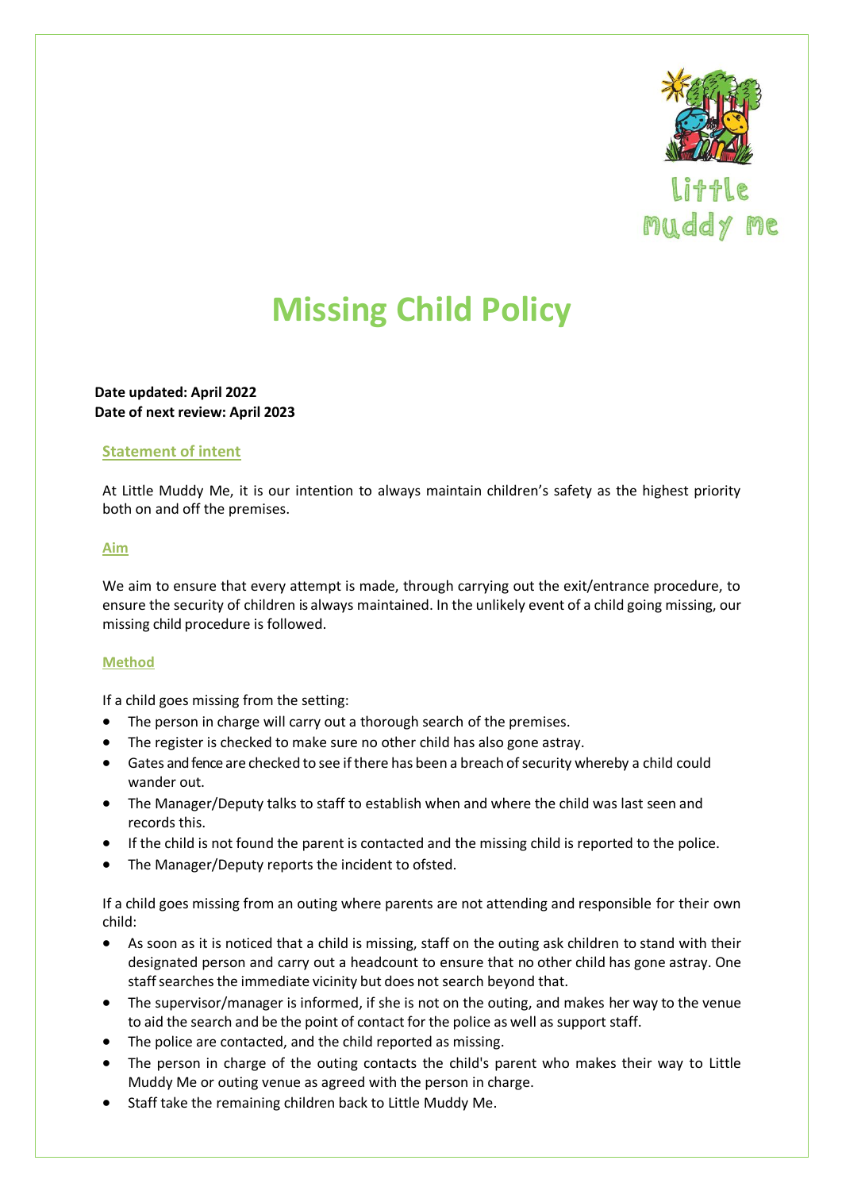# Missing Child Policy

**Date updated: April 2022**
**Date of next review: April 2023**

## Statement of intent

At Little Muddy Me, it is our intention to always maintain children's safety as the highest priority both on and off the premises.

## Aim

We aim to ensure that every attempt is made, through carrying out the exit/entrance procedure, to ensure the security of children is always maintained. In the unlikely event of a child going missing, our missing child procedure is followed.

## Method

If a child goes missing from the setting:

- The person in charge will carry out a thorough search of the premises.
- The register is checked to make sure no other child has also gone astray.
- Gates and fence are checked to see if there has been a breach of security whereby a child could wander out.
- The Manager/Deputy talks to staff to establish when and where the child was last seen and records this.
- If the child is not found the parent is contacted and the missing child is reported to the police.
- The Manager/Deputy reports the incident to ofsted.

If a child goes missing from an outing where parents are not attending and responsible for their own child:

- As soon as it is noticed that a child is missing, staff on the outing ask children to stand with their designated person and carry out a headcount to ensure that no other child has gone astray. One staff searches the immediate vicinity but does not search beyond that.
- The supervisor/manager is informed, if she is not on the outing, and makes her way to the venue to aid the search and be the point of contact for the police as well as support staff.
- The police are contacted, and the child reported as missing.
- The person in charge of the outing contacts the child's parent who makes their way to Little Muddy Me or outing venue as agreed with the person in charge.
- Staff take the remaining children back to Little Muddy Me.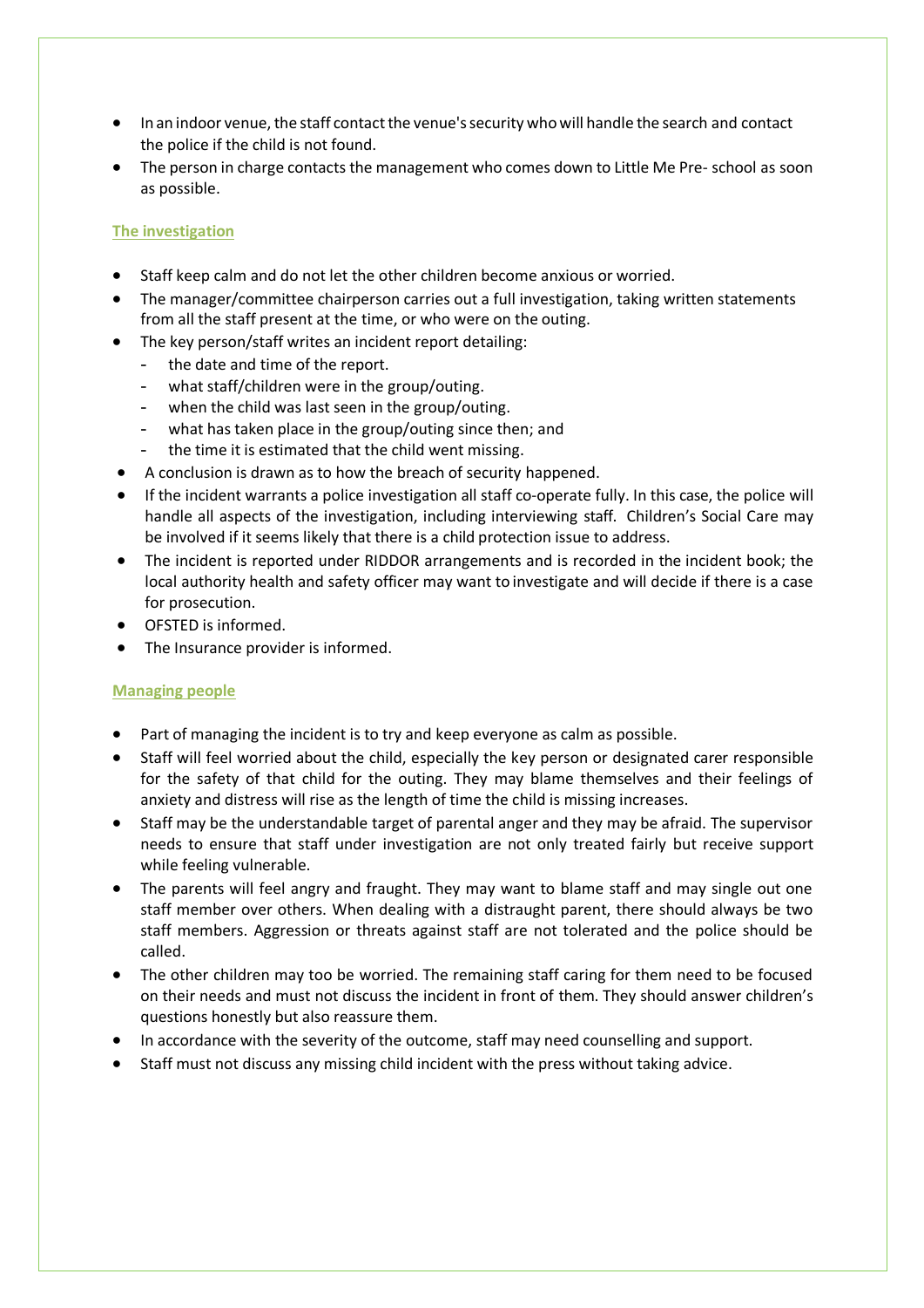- In an indoor venue, the staff contact the venue's security who will handle the search and contact the police if the child is not found.
- The person in charge contacts the management who comes down to Little Me Pre- school as soon as possible.

### The investigation

- Staff keep calm and do not let the other children become anxious or worried.
- The manager/committee chairperson carries out a full investigation, taking written statements from all the staff present at the time, or who were on the outing.
- The key person/staff writes an incident report detailing:
  - the date and time of the report.
  - what staff/children were in the group/outing.
  - when the child was last seen in the group/outing.
  - what has taken place in the group/outing since then; and
  - the time it is estimated that the child went missing.
- A conclusion is drawn as to how the breach of security happened.
- If the incident warrants a police investigation all staff co-operate fully. In this case, the police will handle all aspects of the investigation, including interviewing staff. Children's Social Care may be involved if it seems likely that there is a child protection issue to address.
- The incident is reported under RIDDOR arrangements and is recorded in the incident book; the local authority health and safety officer may want to investigate and will decide if there is a case for prosecution.
- OFSTED is informed.
- The Insurance provider is informed.

### Managing people

- Part of managing the incident is to try and keep everyone as calm as possible.
- Staff will feel worried about the child, especially the key person or designated carer responsible for the safety of that child for the outing. They may blame themselves and their feelings of anxiety and distress will rise as the length of time the child is missing increases.
- Staff may be the understandable target of parental anger and they may be afraid. The supervisor needs to ensure that staff under investigation are not only treated fairly but receive support while feeling vulnerable.
- The parents will feel angry and fraught. They may want to blame staff and may single out one staff member over others. When dealing with a distraught parent, there should always be two staff members. Aggression or threats against staff are not tolerated and the police should be called.
- The other children may too be worried. The remaining staff caring for them need to be focused on their needs and must not discuss the incident in front of them. They should answer children's questions honestly but also reassure them.
- In accordance with the severity of the outcome, staff may need counselling and support.
- Staff must not discuss any missing child incident with the press without taking advice.